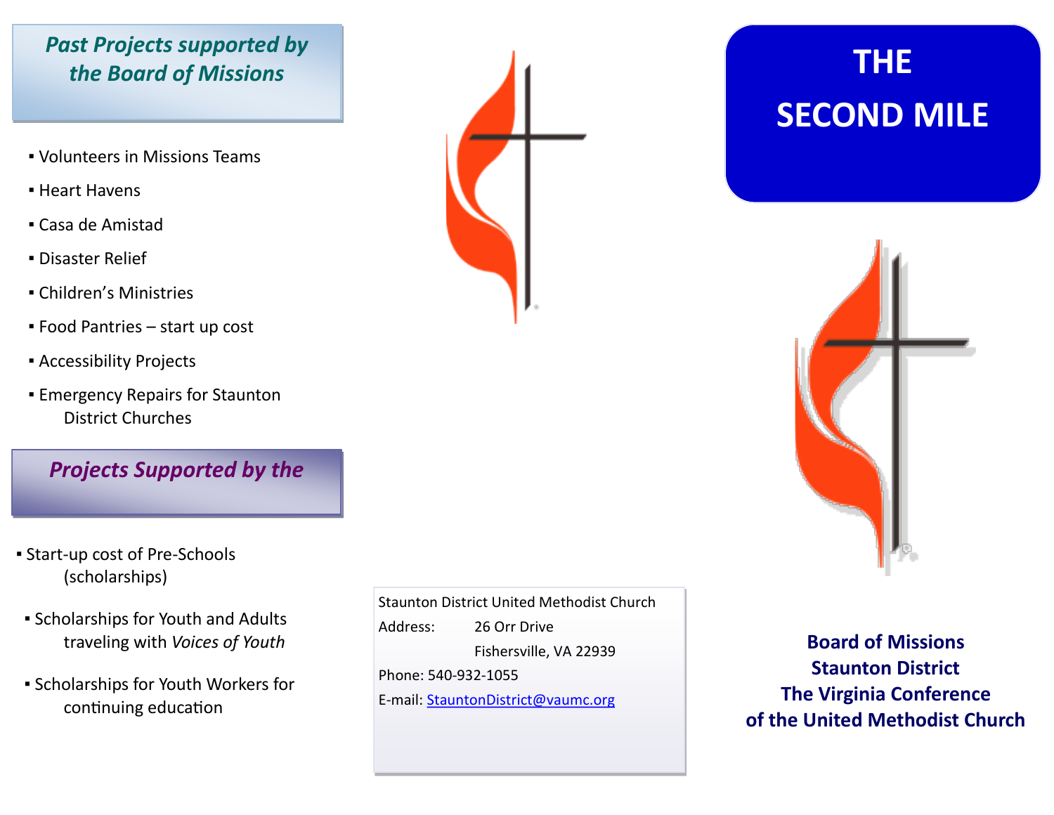## *Past Projects supported by the Board of Missions*

- Volunteers in Missions Teams
- Heart Havens
- Casa de Amistad
- Disaster Relief
- Children's Ministries
- Food Pantries – start up cost
- Accessibility Projects
- Emergency Repairs for Staunton District Churches

## *Projects Supported by the*

- Start-up cost of Pre-Schools (scholarships)
- Scholarships for Youth and Adults traveling with *Voices of Youth*
- Scholarships for Youth Workers for continuing education

Staunton District United Methodist Church

Address: 26 Orr Drive
Fishersville, VA 22939

Phone: 540-932-1055

E-mail: StauntonDistrict@vaumc.org

# THE SECOND MILE

**Board of Missions**
**Staunton District**
**The Virginia Conference**
**of the United Methodist Church**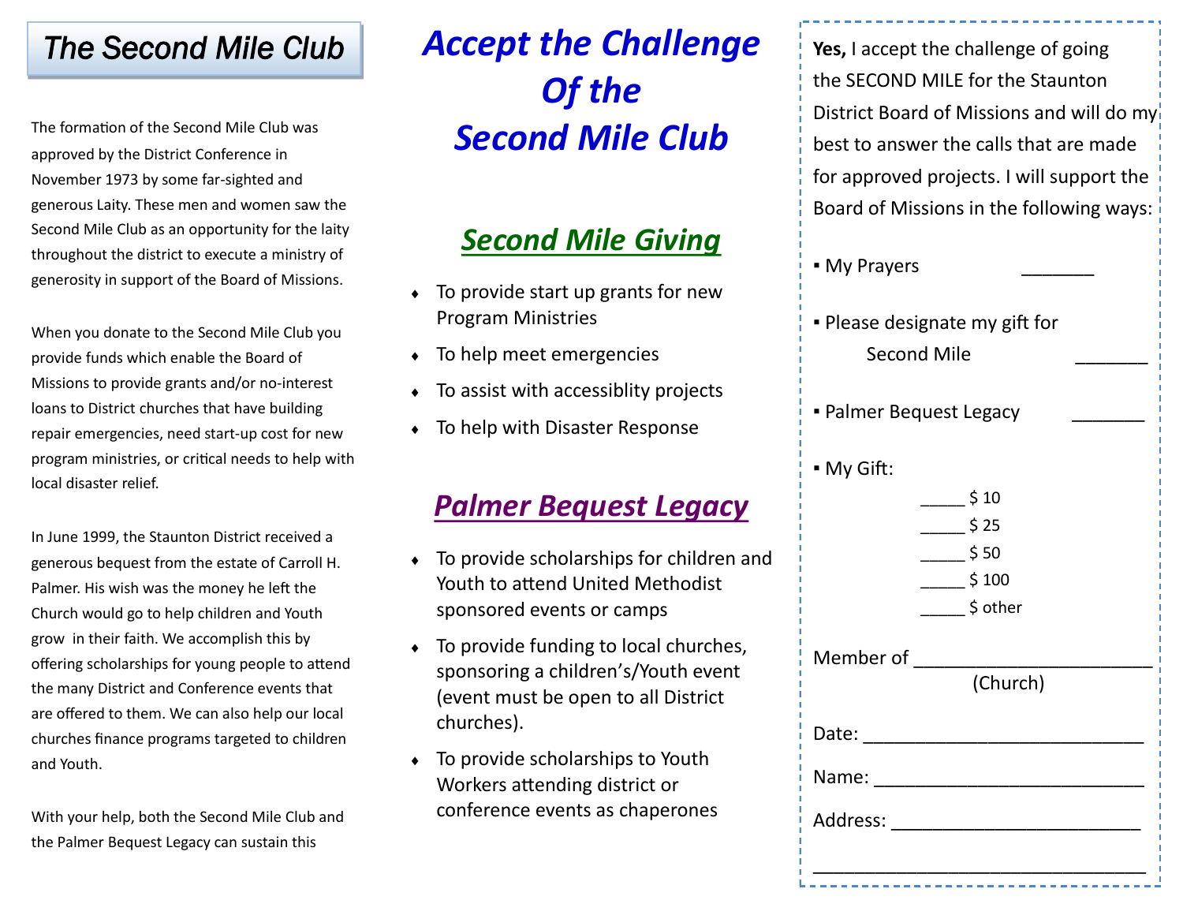# The Second Mile Club

The formation of the Second Mile Club was approved by the District Conference in November 1973 by some far-sighted and generous Laity. These men and women saw the Second Mile Club as an opportunity for the laity throughout the district to execute a ministry of generosity in support of the Board of Missions.

When you donate to the Second Mile Club you provide funds which enable the Board of Missions to provide grants and/or no-interest loans to District churches that have building repair emergencies, need start-up cost for new program ministries, or critical needs to help with local disaster relief.

In June 1999, the Staunton District received a generous bequest from the estate of Carroll H. Palmer. His wish was the money he left the Church would go to help children and Youth grow in their faith. We accomplish this by offering scholarships for young people to attend the many District and Conference events that are offered to them. We can also help our local churches finance programs targeted to children and Youth.

With your help, both the Second Mile Club and the Palmer Bequest Legacy can sustain this

# *Accept the Challenge Of the Second Mile Club*

## *Second Mile Giving*

- To provide start up grants for new Program Ministries
- To help meet emergencies
- To assist with accessiblity projects
- To help with Disaster Response

## *Palmer Bequest Legacy*

- To provide scholarships for children and Youth to attend United Methodist sponsored events or camps
- To provide funding to local churches, sponsoring a children's/Youth event (event must be open to all District churches).
- To provide scholarships to Youth Workers attending district or conference events as chaperones

**Yes,** I accept the challenge of going the SECOND MILE for the Staunton District Board of Missions and will do my best to answer the calls that are made for approved projects. I will support the Board of Missions in the following ways:

- My Prayers _______
- Please designate my gift for Second Mile _______
- Palmer Bequest Legacy _______
- My Gift:
  - _____ $ 10
  - _____ $ 25
  - _____ $ 50
  - _____ $ 100
  - _____ $ other

Member of ______________________ (Church)

Date: __________________________

Name: _________________________

Address: _______________________

________________________________